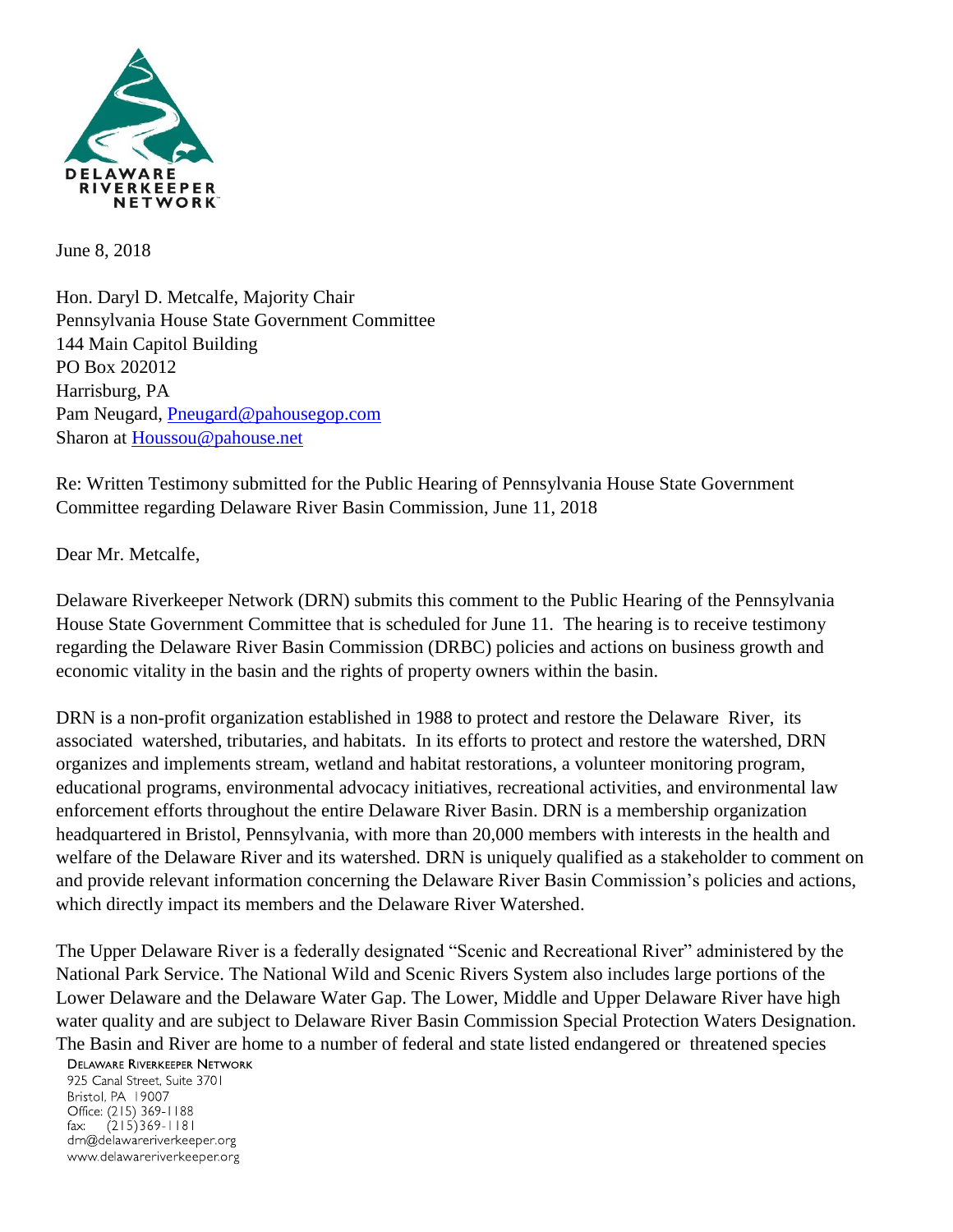DELAWARE RIVERKEEPER NETWORK

June 8, 2018

Hon. Daryl D. Metcalfe, Majority Chair
Pennsylvania House State Government Committee
144 Main Capitol Building
PO Box 202012
Harrisburg, PA
Pam Neugard, Pneugard@pahousegop.com
Sharon at Houssou@pahouse.net

Re: Written Testimony submitted for the Public Hearing of Pennsylvania House State Government Committee regarding Delaware River Basin Commission, June 11, 2018

Dear Mr. Metcalfe,

Delaware Riverkeeper Network (DRN) submits this comment to the Public Hearing of the Pennsylvania House State Government Committee that is scheduled for June 11. The hearing is to receive testimony regarding the Delaware River Basin Commission (DRBC) policies and actions on business growth and economic vitality in the basin and the rights of property owners within the basin.

DRN is a non-profit organization established in 1988 to protect and restore the Delaware River, its associated watershed, tributaries, and habitats. In its efforts to protect and restore the watershed, DRN organizes and implements stream, wetland and habitat restorations, a volunteer monitoring program, educational programs, environmental advocacy initiatives, recreational activities, and environmental law enforcement efforts throughout the entire Delaware River Basin. DRN is a membership organization headquartered in Bristol, Pennsylvania, with more than 20,000 members with interests in the health and welfare of the Delaware River and its watershed. DRN is uniquely qualified as a stakeholder to comment on and provide relevant information concerning the Delaware River Basin Commission's policies and actions, which directly impact its members and the Delaware River Watershed.

The Upper Delaware River is a federally designated "Scenic and Recreational River" administered by the National Park Service. The National Wild and Scenic Rivers System also includes large portions of the Lower Delaware and the Delaware Water Gap. The Lower, Middle and Upper Delaware River have high water quality and are subject to Delaware River Basin Commission Special Protection Waters Designation. The Basin and River are home to a number of federal and state listed endangered or threatened species

DELAWARE RIVERKEEPER NETWORK
925 Canal Street, Suite 3701
Bristol, PA 19007
Office: (215) 369-1188
fax: (215)369-1181
drn@delawareriverkeeper.org
www.delawareriverkeeper.org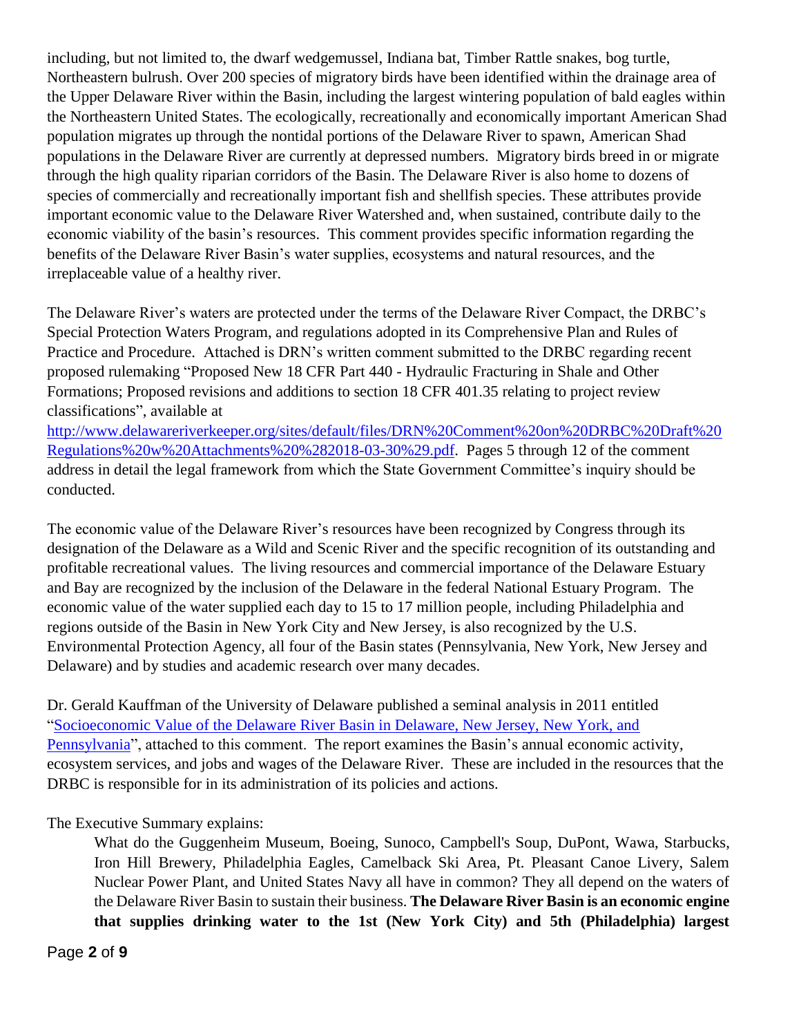including, but not limited to, the dwarf wedgemussel, Indiana bat, Timber Rattle snakes, bog turtle, Northeastern bulrush. Over 200 species of migratory birds have been identified within the drainage area of the Upper Delaware River within the Basin, including the largest wintering population of bald eagles within the Northeastern United States. The ecologically, recreationally and economically important American Shad population migrates up through the nontidal portions of the Delaware River to spawn, American Shad populations in the Delaware River are currently at depressed numbers. Migratory birds breed in or migrate through the high quality riparian corridors of the Basin. The Delaware River is also home to dozens of species of commercially and recreationally important fish and shellfish species. These attributes provide important economic value to the Delaware River Watershed and, when sustained, contribute daily to the economic viability of the basin's resources. This comment provides specific information regarding the benefits of the Delaware River Basin's water supplies, ecosystems and natural resources, and the irreplaceable value of a healthy river.

The Delaware River's waters are protected under the terms of the Delaware River Compact, the DRBC's Special Protection Waters Program, and regulations adopted in its Comprehensive Plan and Rules of Practice and Procedure. Attached is DRN's written comment submitted to the DRBC regarding recent proposed rulemaking "Proposed New 18 CFR Part 440 - Hydraulic Fracturing in Shale and Other Formations; Proposed revisions and additions to section 18 CFR 401.35 relating to project review classifications", available at [http://www.delawareriverkeeper.org/sites/default/files/DRN%20Comment%20on%20DRBC%20Draft%20Regulations%20w%20Attachments%20%282018-03-30%29.pdf](http://www.delawareriverkeeper.org/sites/default/files/DRN%20Comment%20on%20DRBC%20Draft%20Regulations%20w%20Attachments%20%282018-03-30%29.pdf). Pages 5 through 12 of the comment address in detail the legal framework from which the State Government Committee's inquiry should be conducted.

The economic value of the Delaware River's resources have been recognized by Congress through its designation of the Delaware as a Wild and Scenic River and the specific recognition of its outstanding and profitable recreational values. The living resources and commercial importance of the Delaware Estuary and Bay are recognized by the inclusion of the Delaware in the federal National Estuary Program. The economic value of the water supplied each day to 15 to 17 million people, including Philadelphia and regions outside of the Basin in New York City and New Jersey, is also recognized by the U.S. Environmental Protection Agency, all four of the Basin states (Pennsylvania, New York, New Jersey and Delaware) and by studies and academic research over many decades.

Dr. Gerald Kauffman of the University of Delaware published a seminal analysis in 2011 entitled "Socioeconomic Value of the Delaware River Basin in Delaware, New Jersey, New York, and Pennsylvania", attached to this comment. The report examines the Basin's annual economic activity, ecosystem services, and jobs and wages of the Delaware River. These are included in the resources that the DRBC is responsible for in its administration of its policies and actions.

The Executive Summary explains:

> What do the Guggenheim Museum, Boeing, Sunoco, Campbell's Soup, DuPont, Wawa, Starbucks, Iron Hill Brewery, Philadelphia Eagles, Camelback Ski Area, Pt. Pleasant Canoe Livery, Salem Nuclear Power Plant, and United States Navy all have in common? They all depend on the waters of the Delaware River Basin to sustain their business. **The Delaware River Basin is an economic engine that supplies drinking water to the 1st (New York City) and 5th (Philadelphia) largest**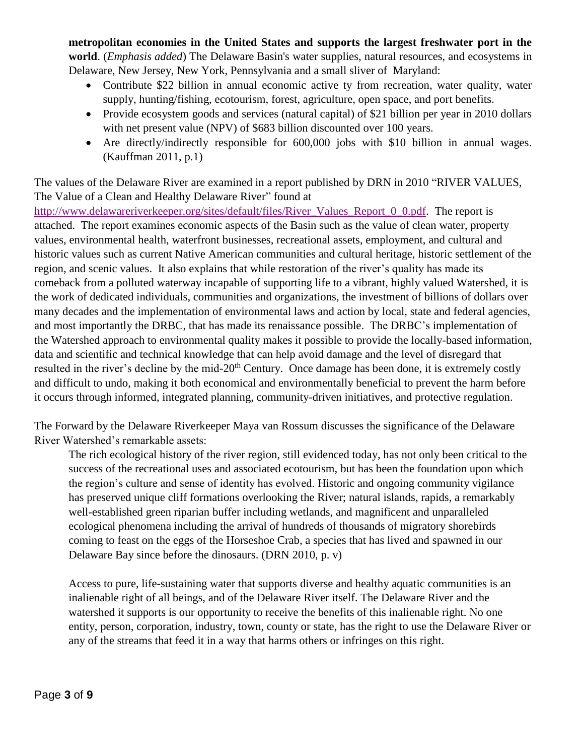**metropolitan economies in the United States and supports the largest freshwater port in the world**. (*Emphasis added*) The Delaware Basin's water supplies, natural resources, and ecosystems in Delaware, New Jersey, New York, Pennsylvania and a small sliver of Maryland:

- Contribute \$22 billion in annual economic active ty from recreation, water quality, water supply, hunting/fishing, ecotourism, forest, agriculture, open space, and port benefits.
- Provide ecosystem goods and services (natural capital) of \$21 billion per year in 2010 dollars with net present value (NPV) of \$683 billion discounted over 100 years.
- Are directly/indirectly responsible for 600,000 jobs with \$10 billion in annual wages. (Kauffman 2011, p.1)

The values of the Delaware River are examined in a report published by DRN in 2010 "RIVER VALUES, The Value of a Clean and Healthy Delaware River" found at http://www.delawareriverkeeper.org/sites/default/files/River_Values_Report_0_0.pdf. The report is attached. The report examines economic aspects of the Basin such as the value of clean water, property values, environmental health, waterfront businesses, recreational assets, employment, and cultural and historic values such as current Native American communities and cultural heritage, historic settlement of the region, and scenic values. It also explains that while restoration of the river's quality has made its comeback from a polluted waterway incapable of supporting life to a vibrant, highly valued Watershed, it is the work of dedicated individuals, communities and organizations, the investment of billions of dollars over many decades and the implementation of environmental laws and action by local, state and federal agencies, and most importantly the DRBC, that has made its renaissance possible. The DRBC's implementation of the Watershed approach to environmental quality makes it possible to provide the locally-based information, data and scientific and technical knowledge that can help avoid damage and the level of disregard that resulted in the river's decline by the mid-20th Century. Once damage has been done, it is extremely costly and difficult to undo, making it both economical and environmentally beneficial to prevent the harm before it occurs through informed, integrated planning, community-driven initiatives, and protective regulation.

The Forward by the Delaware Riverkeeper Maya van Rossum discusses the significance of the Delaware River Watershed's remarkable assets:

> The rich ecological history of the river region, still evidenced today, has not only been critical to the success of the recreational uses and associated ecotourism, but has been the foundation upon which the region's culture and sense of identity has evolved. Historic and ongoing community vigilance has preserved unique cliff formations overlooking the River; natural islands, rapids, a remarkably well-established green riparian buffer including wetlands, and magnificent and unparalleled ecological phenomena including the arrival of hundreds of thousands of migratory shorebirds coming to feast on the eggs of the Horseshoe Crab, a species that has lived and spawned in our Delaware Bay since before the dinosaurs. (DRN 2010, p. v)
>
> Access to pure, life-sustaining water that supports diverse and healthy aquatic communities is an inalienable right of all beings, and of the Delaware River itself. The Delaware River and the watershed it supports is our opportunity to receive the benefits of this inalienable right. No one entity, person, corporation, industry, town, county or state, has the right to use the Delaware River or any of the streams that feed it in a way that harms others or infringes on this right.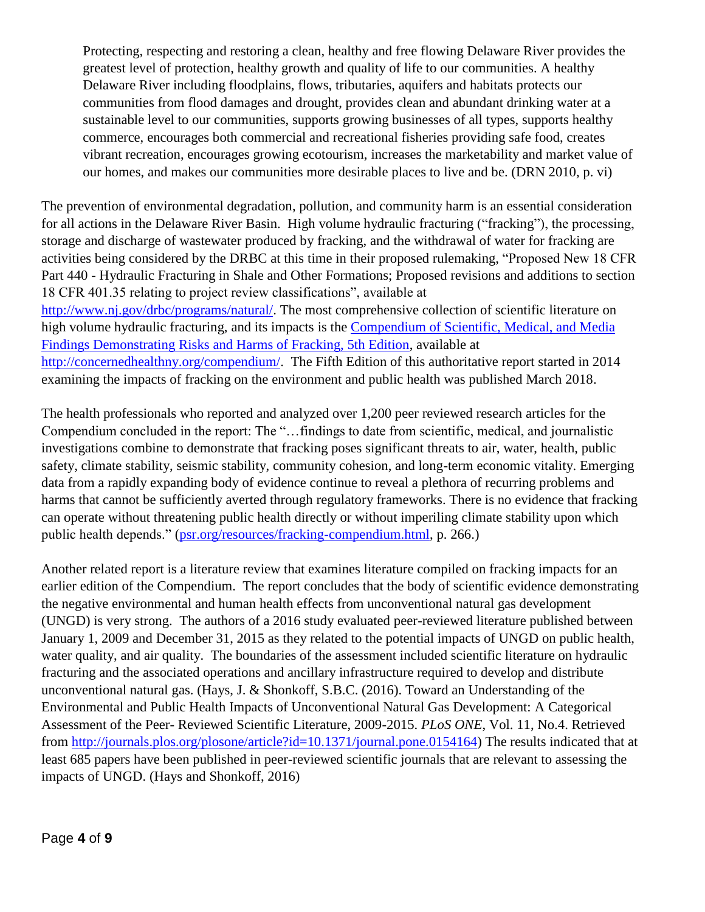> Protecting, respecting and restoring a clean, healthy and free flowing Delaware River provides the greatest level of protection, healthy growth and quality of life to our communities. A healthy Delaware River including floodplains, flows, tributaries, aquifers and habitats protects our communities from flood damages and drought, provides clean and abundant drinking water at a sustainable level to our communities, supports growing businesses of all types, supports healthy commerce, encourages both commercial and recreational fisheries providing safe food, creates vibrant recreation, encourages growing ecotourism, increases the marketability and market value of our homes, and makes our communities more desirable places to live and be. (DRN 2010, p. vi)

The prevention of environmental degradation, pollution, and community harm is an essential consideration for all actions in the Delaware River Basin. High volume hydraulic fracturing ("fracking"), the processing, storage and discharge of wastewater produced by fracking, and the withdrawal of water for fracking are activities being considered by the DRBC at this time in their proposed rulemaking, "Proposed New 18 CFR Part 440 - Hydraulic Fracturing in Shale and Other Formations; Proposed revisions and additions to section 18 CFR 401.35 relating to project review classifications", available at http://www.nj.gov/drbc/programs/natural/. The most comprehensive collection of scientific literature on high volume hydraulic fracturing, and its impacts is the Compendium of Scientific, Medical, and Media Findings Demonstrating Risks and Harms of Fracking, 5th Edition, available at http://concernedhealthny.org/compendium/. The Fifth Edition of this authoritative report started in 2014 examining the impacts of fracking on the environment and public health was published March 2018.

The health professionals who reported and analyzed over 1,200 peer reviewed research articles for the Compendium concluded in the report: The "…findings to date from scientific, medical, and journalistic investigations combine to demonstrate that fracking poses significant threats to air, water, health, public safety, climate stability, seismic stability, community cohesion, and long-term economic vitality. Emerging data from a rapidly expanding body of evidence continue to reveal a plethora of recurring problems and harms that cannot be sufficiently averted through regulatory frameworks. There is no evidence that fracking can operate without threatening public health directly or without imperiling climate stability upon which public health depends." (psr.org/resources/fracking-compendium.html, p. 266.)

Another related report is a literature review that examines literature compiled on fracking impacts for an earlier edition of the Compendium. The report concludes that the body of scientific evidence demonstrating the negative environmental and human health effects from unconventional natural gas development (UNGD) is very strong. The authors of a 2016 study evaluated peer-reviewed literature published between January 1, 2009 and December 31, 2015 as they related to the potential impacts of UNGD on public health, water quality, and air quality. The boundaries of the assessment included scientific literature on hydraulic fracturing and the associated operations and ancillary infrastructure required to develop and distribute unconventional natural gas. (Hays, J. & Shonkoff, S.B.C. (2016). Toward an Understanding of the Environmental and Public Health Impacts of Unconventional Natural Gas Development: A Categorical Assessment of the Peer- Reviewed Scientific Literature, 2009-2015. *PLoS ONE*, Vol. 11, No.4. Retrieved from http://journals.plos.org/plosone/article?id=10.1371/journal.pone.0154164) The results indicated that at least 685 papers have been published in peer-reviewed scientific journals that are relevant to assessing the impacts of UNGD. (Hays and Shonkoff, 2016)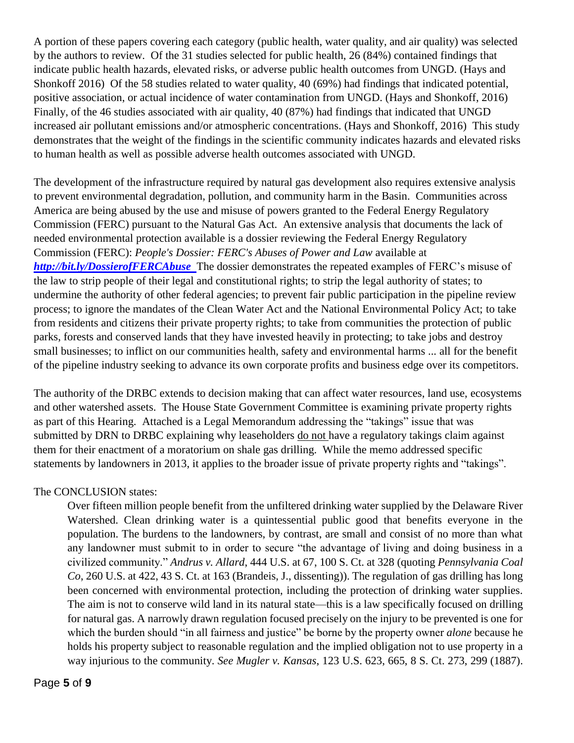A portion of these papers covering each category (public health, water quality, and air quality) was selected by the authors to review. Of the 31 studies selected for public health, 26 (84%) contained findings that indicate public health hazards, elevated risks, or adverse public health outcomes from UNGD. (Hays and Shonkoff 2016) Of the 58 studies related to water quality, 40 (69%) had findings that indicated potential, positive association, or actual incidence of water contamination from UNGD. (Hays and Shonkoff, 2016) Finally, of the 46 studies associated with air quality, 40 (87%) had findings that indicated that UNGD increased air pollutant emissions and/or atmospheric concentrations. (Hays and Shonkoff, 2016) This study demonstrates that the weight of the findings in the scientific community indicates hazards and elevated risks to human health as well as possible adverse health outcomes associated with UNGD.

The development of the infrastructure required by natural gas development also requires extensive analysis to prevent environmental degradation, pollution, and community harm in the Basin. Communities across America are being abused by the use and misuse of powers granted to the Federal Energy Regulatory Commission (FERC) pursuant to the Natural Gas Act. An extensive analysis that documents the lack of needed environmental protection available is a dossier reviewing the Federal Energy Regulatory Commission (FERC): *People's Dossier: FERC's Abuses of Power and Law* available at ***http://bit.ly/DossierofFERCAbuse*** The dossier demonstrates the repeated examples of FERC's misuse of the law to strip people of their legal and constitutional rights; to strip the legal authority of states; to undermine the authority of other federal agencies; to prevent fair public participation in the pipeline review process; to ignore the mandates of the Clean Water Act and the National Environmental Policy Act; to take from residents and citizens their private property rights; to take from communities the protection of public parks, forests and conserved lands that they have invested heavily in protecting; to take jobs and destroy small businesses; to inflict on our communities health, safety and environmental harms ... all for the benefit of the pipeline industry seeking to advance its own corporate profits and business edge over its competitors.

The authority of the DRBC extends to decision making that can affect water resources, land use, ecosystems and other watershed assets. The House State Government Committee is examining private property rights as part of this Hearing. Attached is a Legal Memorandum addressing the "takings" issue that was submitted by DRN to DRBC explaining why leaseholders <u>do not</u> have a regulatory takings claim against them for their enactment of a moratorium on shale gas drilling. While the memo addressed specific statements by landowners in 2013, it applies to the broader issue of private property rights and "takings".

The CONCLUSION states:

> Over fifteen million people benefit from the unfiltered drinking water supplied by the Delaware River Watershed. Clean drinking water is a quintessential public good that benefits everyone in the population. The burdens to the landowners, by contrast, are small and consist of no more than what any landowner must submit to in order to secure "the advantage of living and doing business in a civilized community." *Andrus v. Allard*, 444 U.S. at 67, 100 S. Ct. at 328 (quoting *Pennsylvania Coal Co*, 260 U.S. at 422, 43 S. Ct. at 163 (Brandeis, J., dissenting)). The regulation of gas drilling has long been concerned with environmental protection, including the protection of drinking water supplies. The aim is not to conserve wild land in its natural state—this is a law specifically focused on drilling for natural gas. A narrowly drawn regulation focused precisely on the injury to be prevented is one for which the burden should "in all fairness and justice" be borne by the property owner *alone* because he holds his property subject to reasonable regulation and the implied obligation not to use property in a way injurious to the community. *See Mugler v. Kansas*, 123 U.S. 623, 665, 8 S. Ct. 273, 299 (1887).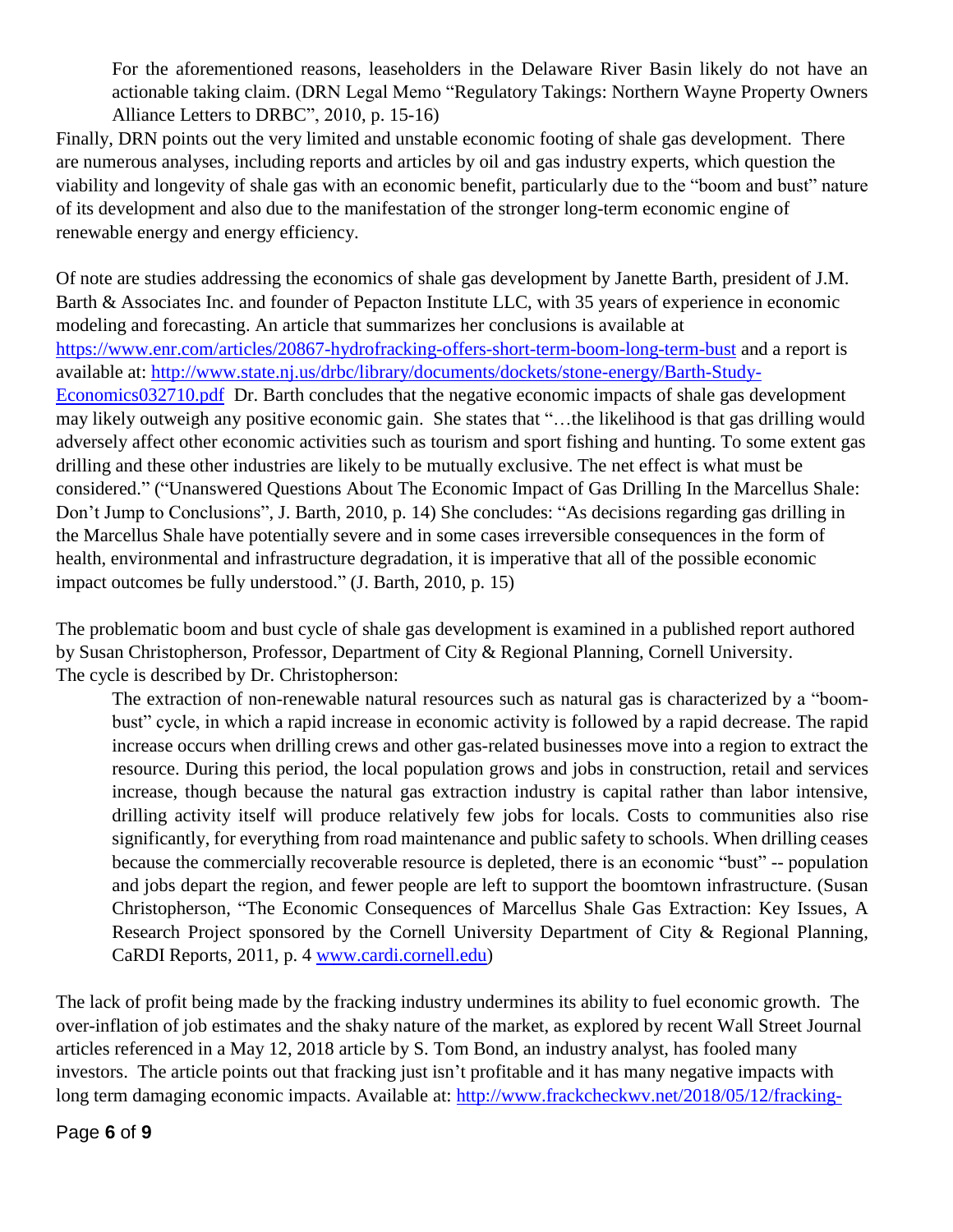> For the aforementioned reasons, leaseholders in the Delaware River Basin likely do not have an actionable taking claim. (DRN Legal Memo "Regulatory Takings: Northern Wayne Property Owners Alliance Letters to DRBC", 2010, p. 15-16)

Finally, DRN points out the very limited and unstable economic footing of shale gas development. There are numerous analyses, including reports and articles by oil and gas industry experts, which question the viability and longevity of shale gas with an economic benefit, particularly due to the "boom and bust" nature of its development and also due to the manifestation of the stronger long-term economic engine of renewable energy and energy efficiency.

Of note are studies addressing the economics of shale gas development by Janette Barth, president of J.M. Barth & Associates Inc. and founder of Pepacton Institute LLC, with 35 years of experience in economic modeling and forecasting. An article that summarizes her conclusions is available at https://www.enr.com/articles/20867-hydrofracking-offers-short-term-boom-long-term-bust and a report is available at: http://www.state.nj.us/drbc/library/documents/dockets/stone-energy/Barth-Study-Economics032710.pdf Dr. Barth concludes that the negative economic impacts of shale gas development may likely outweigh any positive economic gain. She states that "…the likelihood is that gas drilling would adversely affect other economic activities such as tourism and sport fishing and hunting. To some extent gas drilling and these other industries are likely to be mutually exclusive. The net effect is what must be considered." ("Unanswered Questions About The Economic Impact of Gas Drilling In the Marcellus Shale: Don't Jump to Conclusions", J. Barth, 2010, p. 14) She concludes: "As decisions regarding gas drilling in the Marcellus Shale have potentially severe and in some cases irreversible consequences in the form of health, environmental and infrastructure degradation, it is imperative that all of the possible economic impact outcomes be fully understood." (J. Barth, 2010, p. 15)

The problematic boom and bust cycle of shale gas development is examined in a published report authored by Susan Christopherson, Professor, Department of City & Regional Planning, Cornell University. The cycle is described by Dr. Christopherson:

> The extraction of non-renewable natural resources such as natural gas is characterized by a "boom-bust" cycle, in which a rapid increase in economic activity is followed by a rapid decrease. The rapid increase occurs when drilling crews and other gas-related businesses move into a region to extract the resource. During this period, the local population grows and jobs in construction, retail and services increase, though because the natural gas extraction industry is capital rather than labor intensive, drilling activity itself will produce relatively few jobs for locals. Costs to communities also rise significantly, for everything from road maintenance and public safety to schools. When drilling ceases because the commercially recoverable resource is depleted, there is an economic "bust" -- population and jobs depart the region, and fewer people are left to support the boomtown infrastructure. (Susan Christopherson, "The Economic Consequences of Marcellus Shale Gas Extraction: Key Issues, A Research Project sponsored by the Cornell University Department of City & Regional Planning, CaRDI Reports, 2011, p. 4 www.cardi.cornell.edu)

The lack of profit being made by the fracking industry undermines its ability to fuel economic growth. The over-inflation of job estimates and the shaky nature of the market, as explored by recent Wall Street Journal articles referenced in a May 12, 2018 article by S. Tom Bond, an industry analyst, has fooled many investors. The article points out that fracking just isn't profitable and it has many negative impacts with long term damaging economic impacts. Available at: http://www.frackcheckwv.net/2018/05/12/fracking-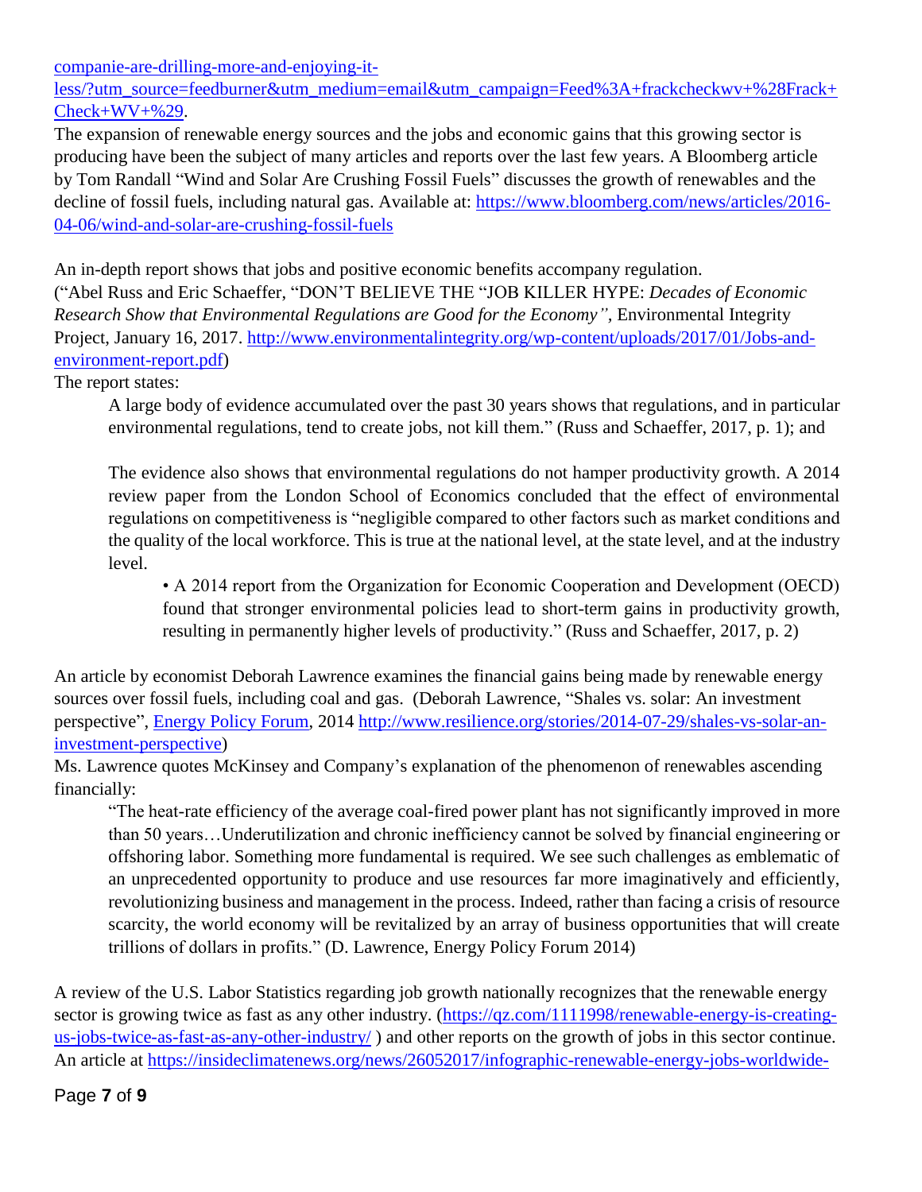companie-are-drilling-more-and-enjoying-it-less/?utm_source=feedburner&utm_medium=email&utm_campaign=Feed%3A+frackcheckwv+%28Frack+Check+WV+%29.

The expansion of renewable energy sources and the jobs and economic gains that this growing sector is producing have been the subject of many articles and reports over the last few years. A Bloomberg article by Tom Randall "Wind and Solar Are Crushing Fossil Fuels" discusses the growth of renewables and the decline of fossil fuels, including natural gas. Available at: https://www.bloomberg.com/news/articles/2016-04-06/wind-and-solar-are-crushing-fossil-fuels

An in-depth report shows that jobs and positive economic benefits accompany regulation. ("Abel Russ and Eric Schaeffer, "DON'T BELIEVE THE "JOB KILLER HYPE: *Decades of Economic Research Show that Environmental Regulations are Good for the Economy"*, Environmental Integrity Project, January 16, 2017. http://www.environmentalintegrity.org/wp-content/uploads/2017/01/Jobs-and-environment-report.pdf)

The report states:

> A large body of evidence accumulated over the past 30 years shows that regulations, and in particular environmental regulations, tend to create jobs, not kill them." (Russ and Schaeffer, 2017, p. 1); and
>
> The evidence also shows that environmental regulations do not hamper productivity growth. A 2014 review paper from the London School of Economics concluded that the effect of environmental regulations on competitiveness is "negligible compared to other factors such as market conditions and the quality of the local workforce. This is true at the national level, at the state level, and at the industry level.
>
> > • A 2014 report from the Organization for Economic Cooperation and Development (OECD) found that stronger environmental policies lead to short-term gains in productivity growth, resulting in permanently higher levels of productivity." (Russ and Schaeffer, 2017, p. 2)

An article by economist Deborah Lawrence examines the financial gains being made by renewable energy sources over fossil fuels, including coal and gas. (Deborah Lawrence, "Shales vs. solar: An investment perspective", Energy Policy Forum, 2014 http://www.resilience.org/stories/2014-07-29/shales-vs-solar-an-investment-perspective)

Ms. Lawrence quotes McKinsey and Company's explanation of the phenomenon of renewables ascending financially:

> "The heat-rate efficiency of the average coal-fired power plant has not significantly improved in more than 50 years…Underutilization and chronic inefficiency cannot be solved by financial engineering or offshoring labor. Something more fundamental is required. We see such challenges as emblematic of an unprecedented opportunity to produce and use resources far more imaginatively and efficiently, revolutionizing business and management in the process. Indeed, rather than facing a crisis of resource scarcity, the world economy will be revitalized by an array of business opportunities that will create trillions of dollars in profits." (D. Lawrence, Energy Policy Forum 2014)

A review of the U.S. Labor Statistics regarding job growth nationally recognizes that the renewable energy sector is growing twice as fast as any other industry. (https://qz.com/1111998/renewable-energy-is-creating-us-jobs-twice-as-fast-as-any-other-industry/ ) and other reports on the growth of jobs in this sector continue. An article at https://insideclimatenews.org/news/26052017/infographic-renewable-energy-jobs-worldwide-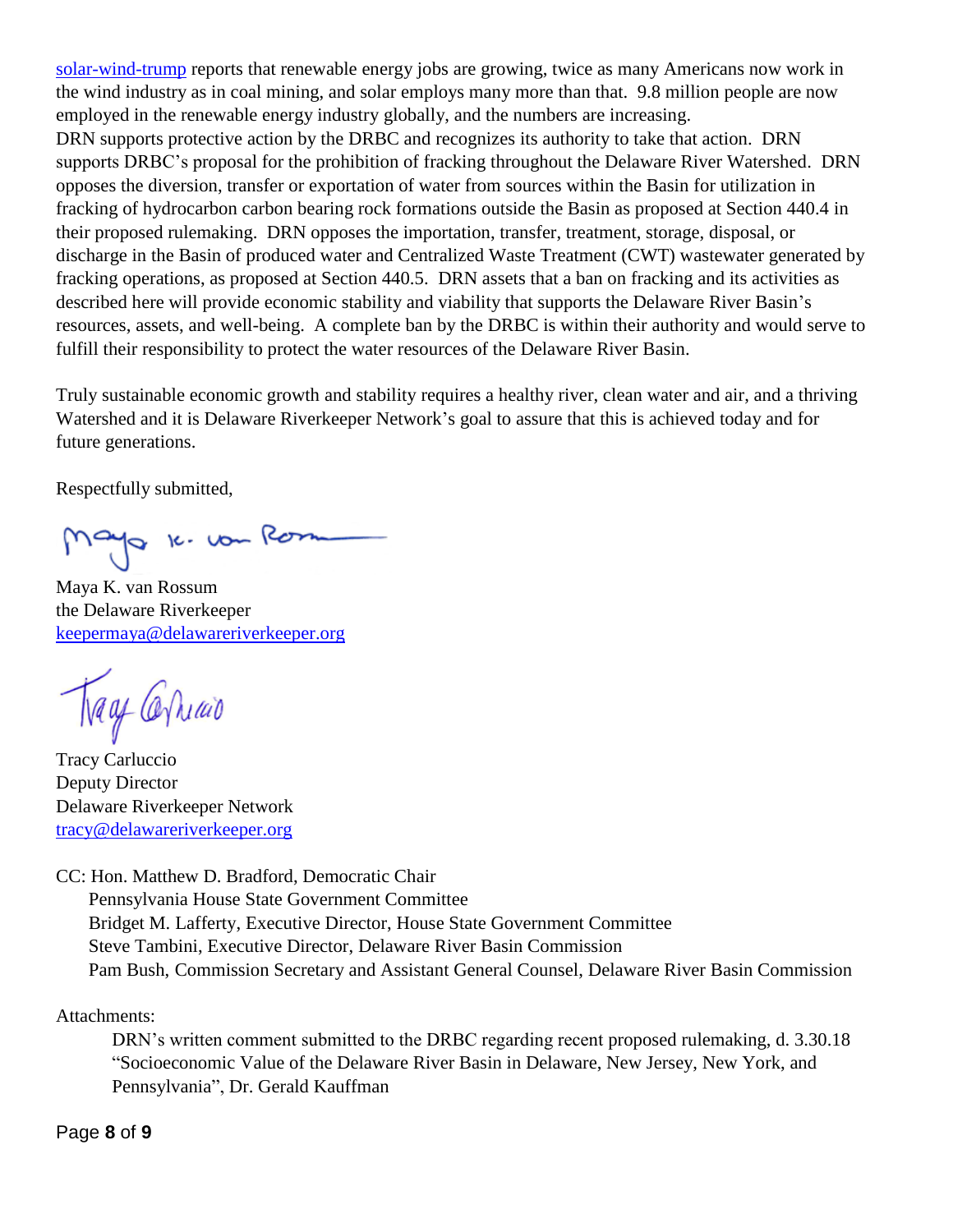solar-wind-trump reports that renewable energy jobs are growing, twice as many Americans now work in the wind industry as in coal mining, and solar employs many more than that. 9.8 million people are now employed in the renewable energy industry globally, and the numbers are increasing.
DRN supports protective action by the DRBC and recognizes its authority to take that action. DRN supports DRBC's proposal for the prohibition of fracking throughout the Delaware River Watershed. DRN opposes the diversion, transfer or exportation of water from sources within the Basin for utilization in fracking of hydrocarbon carbon bearing rock formations outside the Basin as proposed at Section 440.4 in their proposed rulemaking. DRN opposes the importation, transfer, treatment, storage, disposal, or discharge in the Basin of produced water and Centralized Waste Treatment (CWT) wastewater generated by fracking operations, as proposed at Section 440.5. DRN assets that a ban on fracking and its activities as described here will provide economic stability and viability that supports the Delaware River Basin's resources, assets, and well-being. A complete ban by the DRBC is within their authority and would serve to fulfill their responsibility to protect the water resources of the Delaware River Basin.

Truly sustainable economic growth and stability requires a healthy river, clean water and air, and a thriving Watershed and it is Delaware Riverkeeper Network's goal to assure that this is achieved today and for future generations.

Respectfully submitted,

Maya K. van Rossum
the Delaware Riverkeeper
keepermaya@delawareriverkeeper.org

Tracy Carluccio
Deputy Director
Delaware Riverkeeper Network
tracy@delawareriverkeeper.org

CC: Hon. Matthew D. Bradford, Democratic Chair
Pennsylvania House State Government Committee
Bridget M. Lafferty, Executive Director, House State Government Committee
Steve Tambini, Executive Director, Delaware River Basin Commission
Pam Bush, Commission Secretary and Assistant General Counsel, Delaware River Basin Commission

Attachments:
DRN's written comment submitted to the DRBC regarding recent proposed rulemaking, d. 3.30.18
"Socioeconomic Value of the Delaware River Basin in Delaware, New Jersey, New York, and Pennsylvania", Dr. Gerald Kauffman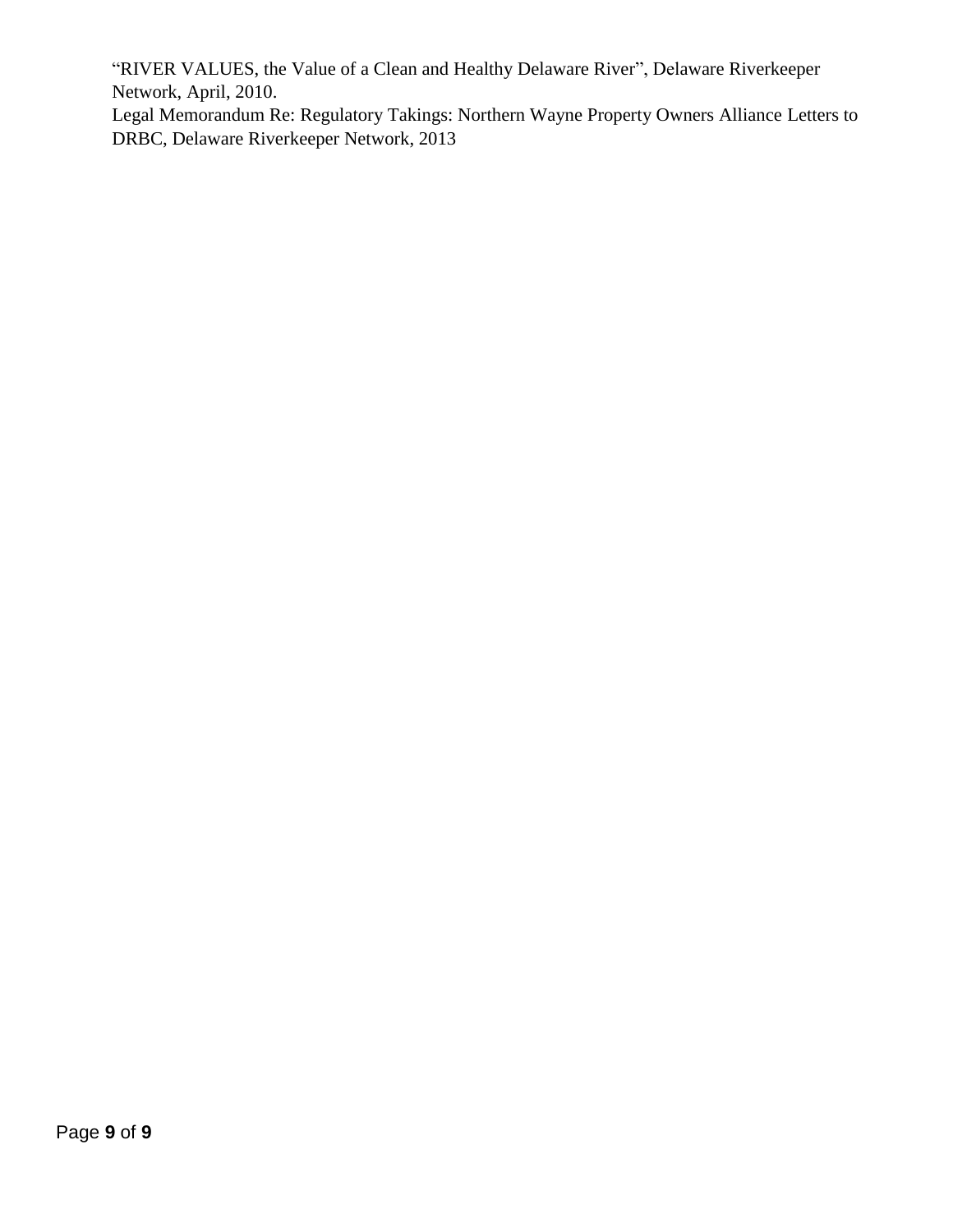"RIVER VALUES, the Value of a Clean and Healthy Delaware River", Delaware Riverkeeper Network, April, 2010.

Legal Memorandum Re: Regulatory Takings: Northern Wayne Property Owners Alliance Letters to DRBC, Delaware Riverkeeper Network, 2013